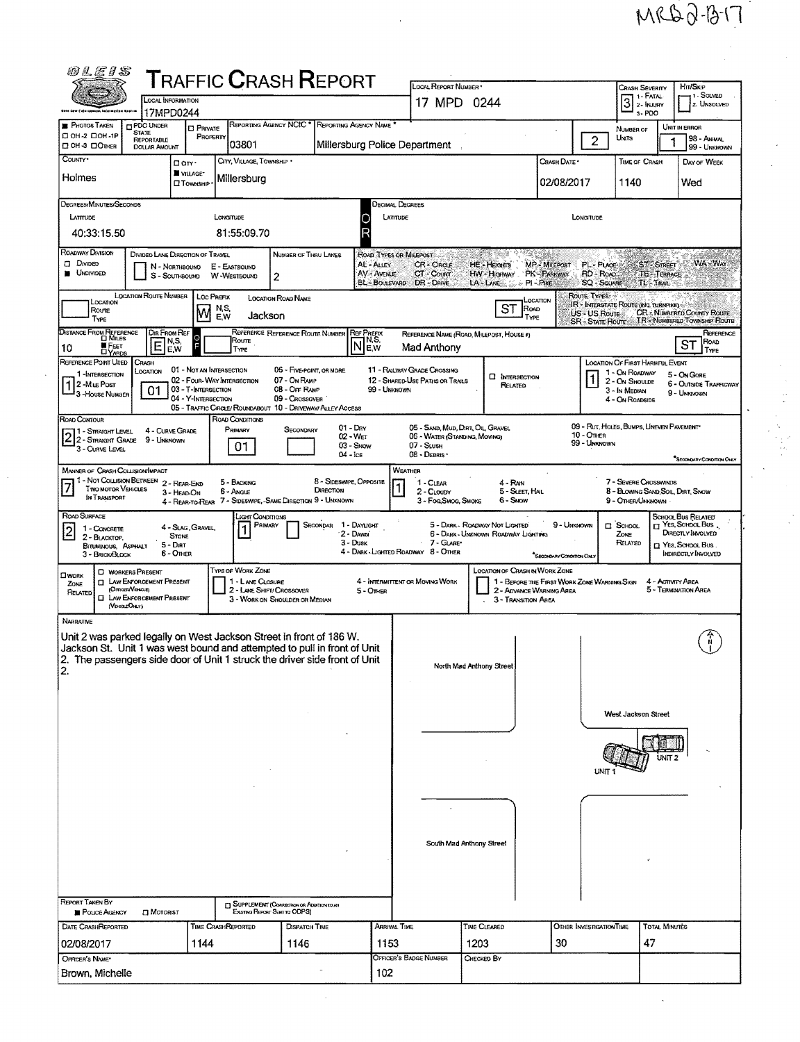MRD2-13-17

# TRAFFIC CRASH REPORT

**OLEIS** — Ohio Law Enforcement Information System

| Field | Value |
|---|---|
| Local Information | 17MPD0244 |
| Local Report Number | 17 MPD 0244 |
| Crash Severity | 3 (1 - Fatal, 2 - Injury, 3 - PDO) |
| Hit/Skip | (1 - Solved, 2 - Unsolved) |
| Photos Taken | ■ |
| PDO Under State Reportable Dollar Amount | ☐ |
| Private Property | ☐ |
| Reporting Agency NCIC | 03801 |
| Reporting Agency Name | Millersburg Police Department |
| Number of Units | 2 |
| Unit in Error | 1 (98 - Animal, 99 - Unknown) |
| County | Holmes |
| City, Village, Township | ■ Village — Millersburg |
| Crash Date | 02/08/2017 |
| Time of Crash | 1140 |
| Day of Week | Wed |

**Degrees/Minutes/Seconds**

| Latitude | Longitude |
|---|---|
| 40:33:15.50 | 81:55:09.70 |

**Roadway Division:** ■ Undivided

**Divided Lane Direction of Travel:** N - Northbound, E - Eastbound, S - Southbound, W - Westbound

**Number of Thru Lanes:** 2

**Location:** Loc Prefix: W — Location Road Name: Jackson — Location Road Type: ST

**Distance from Reference:** 10 ■ Feet — Dir From Ref: E — Ref Prefix: N — Reference Name: Mad Anthony — Reference Road Type: ST

**Reference Point Used:** 1 (1 - Intersection, 2 - Mile Post, 3 - House Number)

**Crash Location:** 01 - Not an Intersection

**Intersection Related:** ☐

**Location of First Harmful Event:** 1 - On Roadway

**Road Contour:** 2 - Straight Grade

**Road Conditions:** Primary: 01 (Dry)

**Manner of Crash Collision/Impact:** 7 - Sideswipe, Same Direction

**Weather:** 1 - Clear

**Road Surface:** 2 - Blacktop, Bituminous, Asphalt

**Light Conditions:** Primary: 1 - Daylight

**Work Zone Related:** ☐

## Narrative

Unit 2 was parked legally on West Jackson Street in front of 186 W. Jackson St. Unit 1 was west bound and attempted to pull in front of Unit 2. The passengers side door of Unit 1 struck the driver side front of Unit 2.

Diagram labels: North Mad Anthony Street; West Jackson Street; South Mad Anthony Street; UNIT 1; UNIT 2; N

**Report Taken By:** ■ Police Agency

| Date Crash Reported | Time Crash Reported | Dispatch Time | Arrival Time | Time Cleared | Other Investigation Time | Total Minutes |
|---|---|---|---|---|---|---|
| 02/08/2017 | 1144 | 1146 | 1153 | 1203 | 30 | 47 |

| Officer's Name | Officer's Badge Number | Checked By |
|---|---|---|
| Brown, Michelle | 102 | |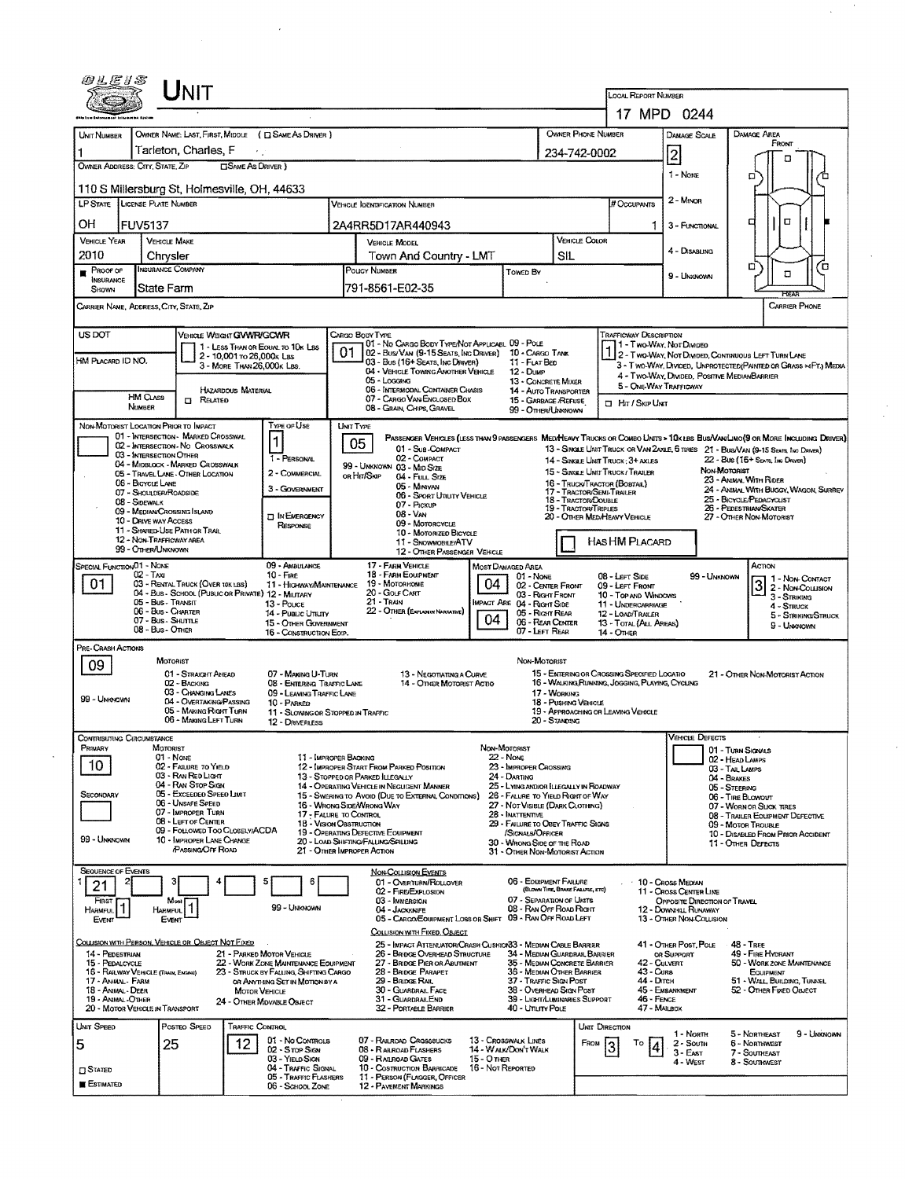# UNIT

**Local Report Number:** 17 MPD 0244

| Unit Number | Owner Name: Last, First, Middle | Owner Phone Number | Damage Scale | Damage Area |
|---|---|---|---|---|
| 1 | Tarleton, Charles, F | 234-742-0002 | 2 | |

**Owner Address: City, State, Zip:** 110 S Millersburg St, Holmesville, OH, 44633

Damage Scale: 1 - None, 2 - Minor, 3 - Functional, 4 - Disabling, 9 - Unknown

| LP State | License Plate Number | Vehicle Identification Number | # Occupants |
|---|---|---|---|
| OH | FUV5137 | 2A4RR5D17AR440943 | 1 |

| Vehicle Year | Vehicle Make | Vehicle Model | Vehicle Color |
|---|---|---|---|
| 2010 | Chrysler | Town And Country - LMT | SIL |

| Proof of Insurance Shown | Insurance Company | Policy Number | Towed By |
|---|---|---|---|
| ■ | State Farm | 791-8561-E02-35 | |

**Carrier Name, Address, City, State, Zip:**

**Carrier Phone:**

**US DOT:**

**HM Placard ID No.:**

**HM Class Number:**

**Vehicle Weight GVWR/GCWR:** 1 - Less Than or Equal to 10k Lbs; 2 - 10,001 to 26,000k Lbs; 3 - More Than 26,000k Lbs.

**Hazardous Material:** ☐ Related

**Cargo Body Type:** 01
01 - No Cargo Body Type/Not Applicabl; 02 - Bus/Van (9-15 Seats, Inc Driver); 03 - Bus (16+ Seats, Inc Driver); 04 - Vehicle Towing Another Vehicle; 05 - Logging; 06 - Intermodal Container Chassis; 07 - Cargo Van/Enclosed Box; 08 - Grain, Chips, Gravel; 09 - Pole; 10 - Cargo Tank; 11 - Flat Bed; 12 - Dump; 13 - Concrete Mixer; 14 - Auto Transporter; 15 - Garbage/Refuse; 99 - Other/Unknown

**Trafficway Description:** 1
1 - Two-Way, Not Divided; 2 - Two-Way, Not Divided, Continuous Left Turn Lane; 3 - Two-Way, Divided, Unprotected (Painted or Grass >4Ft.) Media; 4 - Two-Way, Divided, Positive Median Barrier; 5 - One-Way Trafficway

☐ Hit / Skip Unit

**Non-Motorist Location Prior to Impact:**
01 - Intersection - Marked Crosswal; 02 - Intersection - No Crosswalk; 03 - Intersection Other; 04 - Midblock - Marked Crosswalk; 05 - Travel Lane - Other Location; 06 - Bicycle Lane; 07 - Shoulder/Roadside; 08 - Sidewalk; 09 - Median/Crossing Island; 10 - Drive way Access; 11 - Shared-Use Path or Trail; 12 - Non-Trafficway Area; 99 - Other/Unknown

**Type of Use:** 1
1 - Personal; 2 - Commercial; 3 - Government; ☐ In Emergency Response

**Unit Type:** 05
Passenger Vehicles (less than 9 passengers): 01 - Sub-Compact; 02 - Compact; 99 - Unknown 03 - Mid Size; or Hit/Skip 04 - Full Size; 05 - Minivan; 06 - Sport Utility Vehicle; 07 - Pickup; 08 - Van; 09 - Motorcycle; 10 - Motorized Bicycle; 11 - Snowmobile/ATV; 12 - Other Passenger Vehicle
Med/Heavy Trucks or Combo Units > 10k lbs Bus/Van/Limo (9 or More Including Driver): 13 - Single Unit Truck or Van 2axle, 6 Tires; 14 - Single Unit Truck; 3+ Axles; 15 - Single Unit Truck / Trailer; 16 - Truck/Tractor (Bobtail); 17 - Tractor/Semi-Trailer; 18 - Tractor/Double; 19 - Tractor/Triples; 20 - Other Med/Heavy Vehicle; 21 - Bus/Van (9-15 Seats, Inc Driver); 22 - Bus (16+ Seats, Inc Driver)
Non-Motorist: 23 - Animal With Rider; 24 - Animal With Buggy, Wagon, Surrey; 25 - Bicycle/Pedacyclist; 26 - Pedestrian/Skater; 27 - Other Non-Motorist

☐ Has HM Placard

**Special Function:** 01
01 - None; 02 - Taxi; 03 - Rental Truck (Over 10k lbs); 04 - Bus - School (Public or Private); 05 - Bus - Transit; 06 - Bus - Charter; 07 - Bus - Shuttle; 08 - Bus - Other; 09 - Ambulance; 10 - Fire; 11 - Highway/Maintenance; 12 - Military; 13 - Police; 14 - Public Utility; 15 - Other Government; 16 - Construction Eqip.; 17 - Farm Vehicle; 18 - Farm Equipment; 19 - Motorhome; 20 - Golf Cart; 21 - Train; 22 - Other (Explain in Narrative)

**Most Damaged Area:** 04
**Impact Are:** 04
01 - None; 02 - Center Front; 03 - Right Front; 04 - Right Side; 05 - Right Rear; 06 - Rear Center; 07 - Left Rear; 08 - Left Side; 09 - Left Front; 10 - Top and Windows; 11 - Undercarriage; 12 - Load/Trailer; 13 - Total (All Areas); 14 - Other; 99 - Unknown

**Action:** 3
1 - Non-Contact; 2 - Non-Collision; 3 - Striking; 4 - Struck; 5 - Striking/Struck; 9 - Unknown

**Pre-Crash Actions:** 09
Motorist: 01 - Straight Ahead; 02 - Backing; 03 - Changing Lanes; 04 - Overtaking/Passing; 05 - Making Right Turn; 06 - Making Left Turn; 07 - Making U-Turn; 08 - Entering Traffic Lane; 09 - Leaving Traffic Lane; 10 - Parked; 11 - Slowing or Stopped in Traffic; 12 - Driverless; 13 - Negotiating a Curve; 14 - Other Motorist Actio; 99 - Unknown
Non-Motorist: 15 - Entering or Crossing Specified Locatio; 16 - Walking, Running, Jogging, Playing, Cycling; 17 - Working; 18 - Pushing Vehicle; 19 - Approaching or Leaving Vehicle; 20 - Standing; 21 - Other Non-Motorist Action

**Contributing Circumstance:**
Primary: 10
Secondary:
Motorist: 01 - None; 02 - Failure to Yield; 03 - Ran Red Light; 04 - Ran Stop Sign; 05 - Exceeded Speed Limit; 06 - Unsafe Speed; 07 - Improper Turn; 08 - Left of Center; 09 - Followed Too Closely/ACDA; 10 - Improper Lane Change /Passing/Off Road; 11 - Improper Backing; 12 - Improper Start From Parked Position; 13 - Stopped or Parked Illegally; 14 - Operating Vehicle in Negligent Manner; 15 - Swering to Avoid (Due to External Conditions); 16 - Wrong Side/Wrong Way; 17 - Failure to Control; 18 - Vision Obstruction; 19 - Operating Defective Equipment; 20 - Load Shifting/Falling/Spilling; 21 - Other Improper Action; 99 - Unknown
Non-Motorist: 22 - None; 23 - Improper Crossing; 24 - Darting; 25 - Lying and/or Illegally in Roadway; 26 - Failure to Yield Right of Way; 27 - Not Visible (Dark Clothing); 28 - Inattentive; 29 - Failure to Obey Traffic Signs /Signals/Officer; 30 - Wrong Side of the Road; 31 - Other Non-Motorist Action

**Vehicle Defects:**
01 - Turn Signals; 02 - Head Lamps; 03 - Tail Lamps; 04 - Brakes; 05 - Steering; 06 - Tire Blowout; 07 - Worn or Slick Tires; 08 - Trailer Equipment Defective; 09 - Motor Trouble; 10 - Disabled From Prior Accident; 11 - Other Defects

**Sequence of Events:**

| 1 | 2 | 3 | 4 | 5 | 6 |
|---|---|---|---|---|---|
| 21 | | | | | |

First Harmful Event: 1
Most Harmful Event: 1
99 - Unknown

Non-Collision Events: 01 - Overturn/Rollover; 02 - Fire/Explosion; 03 - Immersion; 04 - Jackknife; 05 - Cargo/Equipment Loss or Shift; 06 - Equipment Failure (Blown Tire, Brake Failure, etc); 07 - Separation of Units; 08 - Ran Off Road Right; 09 - Ran Off Road Left; 10 - Cross Median; 11 - Cross Center Line Opposite Direction of Travel; 12 - Downhill Runaway; 13 - Other Non-Collision

Collision with Person, Vehicle or Object Not Fixed: 14 - Pedestrian; 15 - Pedalcycle; 16 - Railway Vehicle (Train, Engine); 17 - Animal - Farm; 18 - Animal - Deer; 19 - Animal - Other; 20 - Motor Vehicle in Transport; 21 - Parked Motor Vehicle; 22 - Work Zone Maintenance Equipment; 23 - Struck by Falling, Shifting Cargo or Anything Set in Motion by a Motor Vehicle; 24 - Other Movable Object

Collision with Fixed, Object: 25 - Impact Attenuator/Crash Cushion; 26 - Bridge Overhead Structure; 27 - Bridge Pier or Abutment; 28 - Bridge Parapet; 29 - Bridge Rail; 30 - Guardrail Face; 31 - Guardrail End; 32 - Portable Barrier; 33 - Median Cable Barrier; 34 - Median Guardrail Barrier; 35 - Median Concrete Barrier; 36 - Median Other Barrier; 37 - Traffic Sign Post; 38 - Overhead Sign Post; 39 - Light/Luminaries Support; 40 - Utility Pole; 41 - Other Post, Pole or Support; 42 - Culvert; 43 - Curb; 44 - Ditch; 45 - Embankment; 46 - Fence; 47 - Mailbox; 48 - Tree; 49 - Fire Hydrant; 50 - Work Zone Maintenance Equipment; 51 - Wall, Building, Tunnel; 52 - Other Fixed Object

| Unit Speed | Posted Speed | Traffic Control | Unit Direction From | Unit Direction To |
|---|---|---|---|---|
| 5 | 25 | 12 | 3 | 4 |

☐ Stated
■ Estimated

Traffic Control: 01 - No Controls; 02 - Stop Sign; 03 - Yield Sign; 04 - Traffic Signal; 05 - Traffic Flashers; 06 - School Zone; 07 - Railroad Crossbucks; 08 - Railroad Flashers; 09 - Railroad Gates; 10 - Costruction Barricade; 11 - Person (Flagger, Officer); 12 - Pavement Markings; 13 - Crosswalk Lines; 14 - Walk/Don't Walk; 15 - Other; 16 - Not Reported

Unit Direction: 1 - North; 2 - South; 3 - East; 4 - West; 5 - Northeast; 6 - Northwest; 7 - Southeast; 8 - Southwest; 9 - Unknown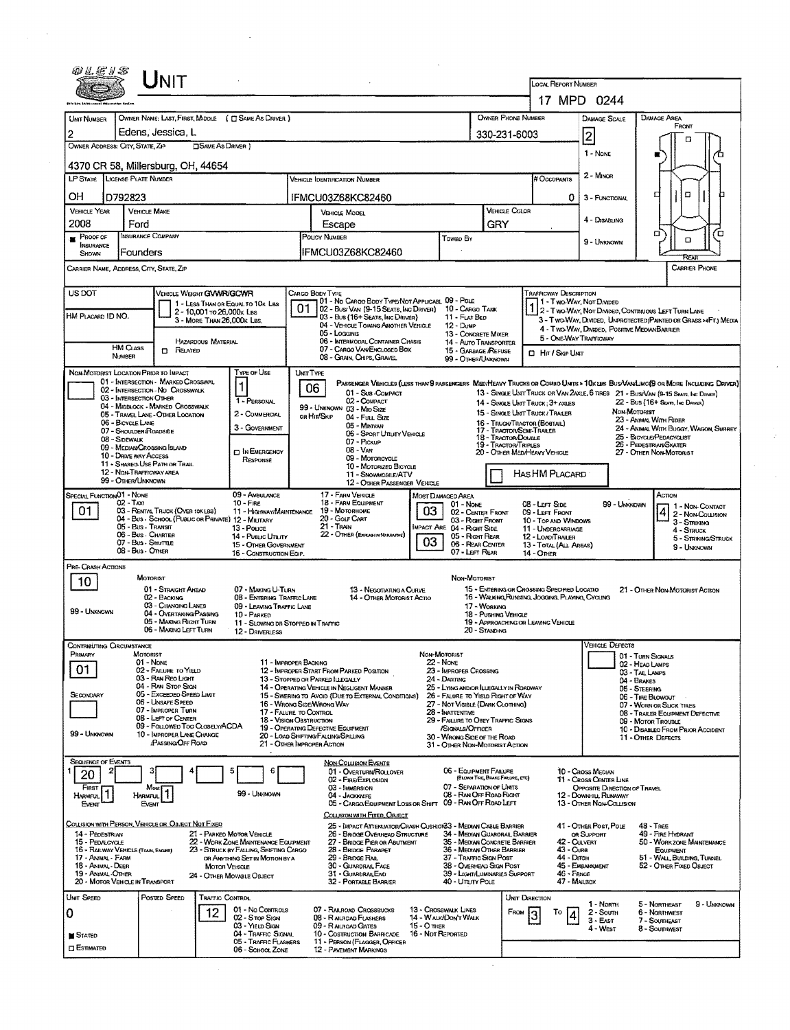# UNIT

**LOCAL REPORT NUMBER:** 17 MPD 0244

| UNIT NUMBER | OWNER NAME: LAST, FIRST, MIDDLE ( ☐ SAME AS DRIVER ) | OWNER PHONE NUMBER | DAMAGE SCALE | DAMAGE AREA |
|---|---|---|---|---|
| 2 | Edens, Jessica, L | 330-231-6003 | 2 | FRONT |

**OWNER ADDRESS: CITY, STATE, ZIP** ☐ SAME AS DRIVER )
4370 CR 58, Millersburg, OH, 44654

Damage Scale: 1 - NONE, 2 - MINOR, 3 - FUNCTIONAL, 4 - DISABLING, 9 - UNKNOWN

| LP STATE | LICENSE PLATE NUMBER | VEHICLE IDENTIFICATION NUMBER | # OCCUPANTS |
|---|---|---|---|
| OH | D792823 | IFMCU03Z68KC82460 | 0 |

| VEHICLE YEAR | VEHICLE MAKE | VEHICLE MODEL | VEHICLE COLOR |
|---|---|---|---|
| 2008 | Ford | Escape | GRY |

| PROOF OF INSURANCE SHOWN | INSURANCE COMPANY | POLICY NUMBER | TOWED BY |
|---|---|---|---|
| ■ | Founders | IFMCU03Z68KC82460 | |

**CARRIER NAME, ADDRESS, CITY, STATE, ZIP** — **CARRIER PHONE**

**US DOT**

**HM PLACARD ID NO.**

**HM CLASS NUMBER** ☐ RELATED (HAZARDOUS MATERIAL)

**VEHICLE WEIGHT GVWR/GCWR:** 1
1 - LESS THAN OR EQUAL TO 10K LBS
2 - 10,001 TO 26,000K LBS
3 - MORE THAN 26,000K LBS.

**CARGO BODY TYPE:** 01
01 - NO CARGO BODY TYPE/NOT APPLICABL 09 - POLE
02 - BUS/VAN (9-15 SEATS, INC DRIVER) 10 - CARGO TANK
03 - BUS (16+ SEATS, INC DRIVER) 11 - FLAT BED
04 - VEHICLE TOWING ANOTHER VEHICLE 12 - DUMP
05 - LOGGING 13 - CONCRETE MIXER
06 - INTERMODAL CONTAINER CHASIS 14 - AUTO TRANSPORTER
07 - CARGO VAN/ENCLOSED BOX 15 - GARBAGE /REFUSE
08 - GRAIN, CHIPS, GRAVEL 99 - OTHER/UNKNOWN

**TRAFFICWAY DESCRIPTION:** 1
1 - TWO-WAY, NOT DIVIDED
2 - TWO-WAY, NOT DIVIDED, CONTINUOUS LEFT TURN LANE
3 - TWO-WAY, DIVIDED, UNPROTECTED(PAINTED OR GRASS >4FT.) MEDIA
4 - TWO-WAY, DIVIDED, POSITIVE MEDIANBARRIER
5 - ONE-WAY TRAFFICWAY
☐ HIT / SKIP UNIT

**NON-MOTORIST LOCATION PRIOR TO IMPACT**
01 - INTERSECTION - MARKED CROSSWAL
02 - INTERSECTION - NO CROSSWALK
03 - INTERSECTION OTHER
04 - MIDBLOCK - MARKED CROSSWALK
05 - TRAVEL LANE - OTHER LOCATION
06 - BICYCLE LANE
07 - SHOULDER/ROADSIDE
08 - SIDEWALK
09 - MEDIAN/CROSSING ISLAND
10 - DRIVE WAY ACCESS
11 - SHARED-USE PATH OR TRAIL
12 - NON-TRAFFICWAY AREA
99 - OTHER/UNKNOWN

**TYPE OF USE:** 1
1 - PERSONAL
2 - COMMERCIAL
3 - GOVERNMENT
☐ IN EMERGENCY RESPONSE

**UNIT TYPE:** 06
PASSENGER VEHICLES (LESS THAN 9 PASSENGERS MED/HEAVY TRUCKS OR COMBO UNITS > 10K LBS BUS/VAN/LIMO(9 OR MORE INCLUDING DRIVER)
01 - SUB-COMPACT
02 - COMPACT
99 - UNKNOWN 03 - MID SIZE
OR HIT/SKIP 04 - FULL SIZE
05 - MINIVAN
06 - SPORT UTILITY VEHICLE
07 - PICKUP
08 - VAN
09 - MOTORCYCLE
10 - MOTORIZED BICYCLE
11 - SNOWMOBILE/ATV
12 - OTHER PASSENGER VEHICLE
13 - SINGLE UNIT TRUCK OR VAN 2AXLE, 6 TIRES 21 - BUS/VAN (9-15 SEATS, INC DRIVER)
14 - SINGLE UNIT TRUCK; 3+ AXLES 22 - BUS (16+ SEATS, INC DRIVER)
15 - SINGLE UNIT TRUCK / TRAILER
16 - TRUCK/TRACTOR (BOBTAIL)
17 - TRACTOR/SEMI-TRAILER
18 - TRACTOR/DOUBLE
19 - TRACTOR/TRIPLES
20 - OTHER MED/HEAVY VEHICLE
NON-MOTORIST
23 - ANIMAL WITH RIDER
24 - ANIMAL WITH BUGGY, WAGON, SURREY
25 - BICYCLE/PEDACYCLIST
26 - PEDESTRIAN/SKATER
27 - OTHER NON-MOTORIST
☐ HAS HM PLACARD

**SPECIAL FUNCTION:** 01
01 - NONE
02 - TAXI
03 - RENTAL TRUCK (OVER 10K LBS)
04 - BUS - SCHOOL (PUBLIC OR PRIVATE)
05 - BUS - TRANSIT
06 - BUS - CHARTER
07 - BUS - SHUTTLE
08 - BUS - OTHER
09 - AMBULANCE
10 - FIRE
11 - HIGHWAY/MAINTENANCE
12 - MILITARY
13 - POLICE
14 - PUBLIC UTILITY
15 - OTHER GOVERNMENT
16 - CONSTRUCTION EQIP.
17 - FARM VEHICLE
18 - FARM EQUIPMENT
19 - MOTORHOME
20 - GOLF CART
21 - TRAIN
22 - OTHER (EXPLAIN IN NARRATIVE)

**MOST DAMAGED AREA:** 03
**IMPACT ARE:** 03
01 - NONE
02 - CENTER FRONT
03 - RIGHT FRONT
04 - RIGHT SIDE
05 - RIGHT REAR
06 - REAR CENTER
07 - LEFT REAR
08 - LEFT SIDE
09 - LEFT FRONT
10 - TOP AND WINDOWS
11 - UNDERCARRIAGE
12 - LOAD/TRAILER
13 - TOTAL (ALL AREAS)
14 - OTHER
99 - UNKNOWN

**ACTION:** 4
1 - NON-CONTACT
2 - NON-COLLISION
3 - STRIKING
4 - STRUCK
5 - STRIKING/STRUCK
9 - UNKNOWN

**PRE-CRASH ACTIONS:** 10
MOTORIST
01 - STRAIGHT AHEAD
02 - BACKING
03 - CHANGING LANES
04 - OVERTAKING/PASSING
05 - MAKING RIGHT TURN
06 - MAKING LEFT TURN
07 - MAKING U-TURN
08 - ENTERING TRAFFIC LANE
09 - LEAVING TRAFFIC LANE
10 - PARKED
11 - SLOWING OR STOPPED IN TRAFFIC
12 - DRIVERLESS
13 - NEGOTIATING A CURVE
14 - OTHER MOTORIST ACTIO
99 - UNKNOWN
NON-MOTORIST
15 - ENTERING OR CROSSING SPECIFIED LOCATIO
16 - WALKING, RUNNING, JOGGING, PLAYING, CYCLING
17 - WORKING
18 - PUSHING VEHICLE
19 - APPROACHING OR LEAVING VEHICLE
20 - STANDING
21 - OTHER NON-MOTORIST ACTION

**CONTRIBUTING CIRCUMSTANCE**
PRIMARY: 01
SECONDARY:
MOTORIST
01 - NONE
02 - FAILURE TO YIELD
03 - RAN RED LIGHT
04 - RAN STOP SIGN
05 - EXCEEDED SPEED LIMIT
06 - UNSAFE SPEED
07 - IMPROPER TURN
08 - LEFT OF CENTER
09 - FOLLOWED TOO CLOSELY/ACDA
10 - IMPROPER LANE CHANGE /PASSING/OFF ROAD
11 - IMPROPER BACKING
12 - IMPROPER START FROM PARKED POSITION
13 - STOPPED OR PARKED ILLEGALLY
14 - OPERATING VEHICLE IN NEGLIGENT MANNER
15 - SWERING TO AVOID (DUE TO EXTERNAL CONDITIONS)
16 - WRONG SIDE/WRONG WAY
17 - FAILURE TO CONTROL
18 - VISION OBSTRUCTION
19 - OPERATING DEFECTIVE EQUIPMENT
20 - LOAD SHIFTING/FALLING/SPILLING
21 - OTHER IMPROPER ACTION
99 - UNKNOWN
NON-MOTORIST
22 - NONE
23 - IMPROPER CROSSING
24 - DARTING
25 - LYING AND/OR ILLEGALLY IN ROADWAY
26 - FALURE TO YIELD RIGHT OF WAY
27 - NOT VISIBLE (DARK CLOTHING)
28 - INATTENTIVE
29 - FAILURE TO OBEY TRAFFIC SIGNS /SIGNALS/OFFICER
30 - WRONG SIDE OF THE ROAD
31 - OTHER NON-MOTORIST ACTION

**VEHICLE DEFECTS**
01 - TURN SIGNALS
02 - HEAD LAMPS
03 - TAIL LAMPS
04 - BRAKES
05 - STEERING
06 - TIRE BLOWOUT
07 - WORN OR SLICK TIRES
08 - TRAILER EQUIPMENT DEFECTIVE
09 - MOTOR TROUBLE
10 - DISABLED FROM PRIOR ACCIDENT
11 - OTHER DEFECTS

**SEQUENCE OF EVENTS**
1: 20 | 2: | 3: | 4: | 5: | 6:
FIRST HARMFUL EVENT: 1
MOST HARMFUL EVENT: 1
99 - UNKNOWN

NON-COLLISION EVENTS
01 - OVERTURN/ROLLOVER
02 - FIRE/EXPLOSION
03 - IMMERSION
04 - JACKKNIFE
05 - CARGO/EQUIPMENT LOSS OR SHIFT
06 - EQUIPMENT FAILURE (BLOWN TIRE, BRAKE FAILURE, ETC)
07 - SEPARATION OF UNITS
08 - RAN OFF ROAD RIGHT
09 - RAN OFF ROAD LEFT
10 - CROSS MEDIAN
11 - CROSS CENTER LINE OPPOSITE DIRECTION OF TRAVEL
12 - DOWNHILL RUNAWAY
13 - OTHER NON-COLLISION

COLLISION WITH PERSON, VEHICLE OR OBJECT NOT FIXED
14 - PEDESTRIAN
15 - PEDALCYCLE
16 - RAILWAY VEHICLE (TRAIN, ENGINE)
17 - ANIMAL - FARM
18 - ANIMAL - DEER
19 - ANIMAL - OTHER
20 - MOTOR VEHICLE IN TRANSPORT
21 - PARKED MOTOR VEHICLE
22 - WORK ZONE MAINTENANCE EQUIPMENT
23 - STRUCK BY FALLING, SHIFTING CARGO OR ANYTHING SET IN MOTION BY A MOTOR VEHICLE
24 - OTHER MOVABLE OBJECT

COLLISION WITH FIXED, OBJECT
25 - IMPACT ATTENUATOR/CRASH CUSHION
26 - BRIDGE OVERHEAD STRUCTURE
27 - BRIDGE PIER OR ABUTMENT
28 - BRIDGE PARAPET
29 - BRIDGE RAIL
30 - GUARDRAIL FACE
31 - GUARDRAIL END
32 - PORTABLE BARRIER
33 - MEDIAN CABLE BARRIER
34 - MEDIAN GUARDRAIL BARRIER
35 - MEDIAN CONCRETE BARRIER
36 - MEDIAN OTHER BARRIER
37 - TRAFFIC SIGN POST
38 - OVERHEAD SIGN POST
39 - LIGHT/LUMINARIES SUPPORT
40 - UTILITY POLE
41 - OTHER POST, POLE OR SUPPORT
42 - CULVERT
43 - CURB
44 - DITCH
45 - EMBANKMENT
46 - FENCE
47 - MAILBOX
48 - TREE
49 - FIRE HYDRANT
50 - WORKZONE MAINTENANCE EQUIPMENT
51 - WALL, BUILDING, TUNNEL
52 - OTHER FIXED OBJECT

| UNIT SPEED | POSTED SPEED | TRAFFIC CONTROL | UNIT DIRECTION |
|---|---|---|---|
| 0 | | 12 | FROM 3 TO 4 |

■ STATED
☐ ESTIMATED

TRAFFIC CONTROL
01 - NO CONTROLS
02 - STOP SIGN
03 - YIELD SIGN
04 - TRAFFIC SIGNAL
05 - TRAFFIC FLASHERS
06 - SCHOOL ZONE
07 - RAILROAD CROSSBUCKS
08 - RAILROAD FLASHERS
09 - RAILROAD GATES
10 - COSTRUCTION BARRICADE
11 - PERSON (FLAGGER, OFFICER
12 - PAVEMENT MARKINGS
13 - CROSSWALK LINES
14 - WALK/DON'T WALK
15 - OTHER
16 - NOT REPORTED

UNIT DIRECTION
1 - NORTH
2 - SOUTH
3 - EAST
4 - WEST
5 - NORTHEAST
6 - NORTHWEST
7 - SOUTHEAST
8 - SOUTHWEST
9 - UNKNOWN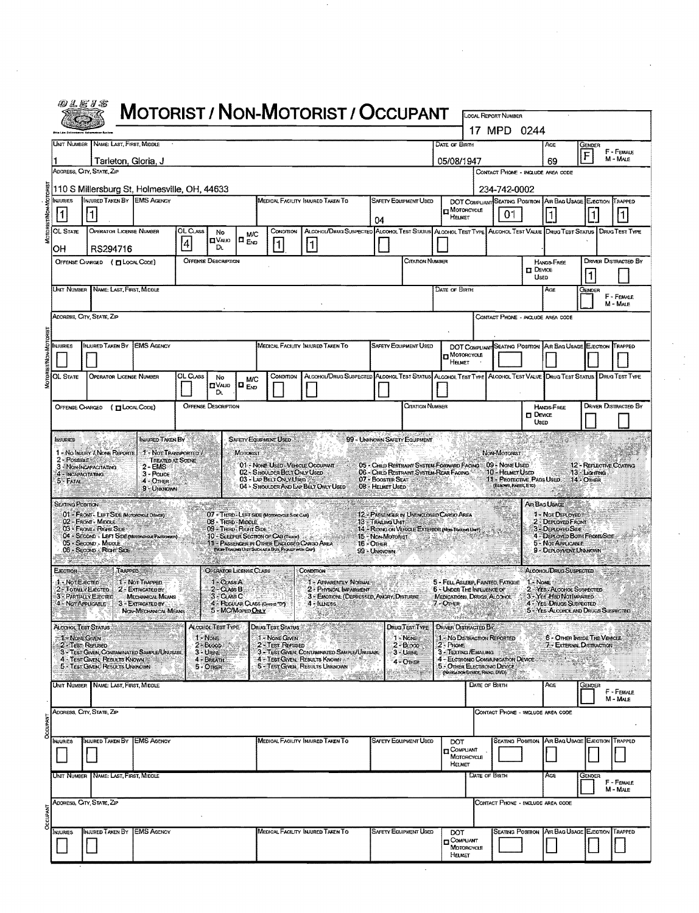# MOTORIST / NON-MOTORIST / OCCUPANT

OLEIS

LOCAL REPORT NUMBER: 17 MPD 0244

## MOTORIST/NON-MOTORIST

| UNIT NUMBER | NAME: LAST, FIRST, MIDDLE | DATE OF BIRTH | AGE | GENDER (F - FEMALE, M - MALE) |
|---|---|---|---|---|
| 1 | Tarleton, Gloria, J | 05/08/1947 | 69 | F |

| ADDRESS, CITY, STATE, ZIP | CONTACT PHONE - INCLUDE AREA CODE |
|---|---|
| 110 S Millersburg St, Holmesville, OH, 44633 | 234-742-0002 |

| INJURIES | INJURED TAKEN BY | EMS AGENCY | MEDICAL FACILITY INJURED TAKEN TO | SAFETY EQUIPMENT USED | DOT COMPLIANT MOTORCYCLE HELMET | SEATING POSITION | AIR BAG USAGE | EJECTION | TRAPPED |
|---|---|---|---|---|---|---|---|---|---|
| 1 | 1 | | | 04 | | 01 | 1 | 1 | 1 |

| OL STATE | OPERATOR LICENSE NUMBER | OL CLASS | NO VALID DL | M/C END | CONDITION | ALCOHOL/DRUG SUSPECTED | ALCOHOL TEST STATUS | ALCOHOL TEST TYPE | ALCOHOL TEST VALUE | DRUG TEST STATUS | DRUG TEST TYPE |
|---|---|---|---|---|---|---|---|---|---|---|---|
| OH | RS294716 | 4 | | | 1 | 1 | | | | | |

| OFFENSE CHARGED ( LOCAL CODE) | OFFENSE DESCRIPTION | CITATION NUMBER | HANDS-FREE DEVICE USED | DRIVER DISTRACTED BY |
|---|---|---|---|---|
| | | | | 1 |

## MOTORIST/NON-MOTORIST

| UNIT NUMBER | NAME: LAST, FIRST, MIDDLE | DATE OF BIRTH | AGE | GENDER (F - FEMALE, M - MALE) |
|---|---|---|---|---|
| | | | | |

| ADDRESS, CITY, STATE, ZIP | CONTACT PHONE - INCLUDE AREA CODE |
|---|---|
| | |

| INJURIES | INJURED TAKEN BY | EMS AGENCY | MEDICAL FACILITY INJURED TAKEN TO | SAFETY EQUIPMENT USED | DOT COMPLIANT MOTORCYCLE HELMET | SEATING POSITION | AIR BAG USAGE | EJECTION | TRAPPED |
|---|---|---|---|---|---|---|---|---|---|
| | | | | | | | | | |

| OL STATE | OPERATOR LICENSE NUMBER | OL CLASS | NO VALID DL | M/C END | CONDITION | ALCOHOL/DRUG SUSPECTED | ALCOHOL TEST STATUS | ALCOHOL TEST TYPE | ALCOHOL TEST VALUE | DRUG TEST STATUS | DRUG TEST TYPE |
|---|---|---|---|---|---|---|---|---|---|---|---|
| | | | | | | | | | | | |

| OFFENSE CHARGED ( LOCAL CODE) | OFFENSE DESCRIPTION | CITATION NUMBER | HANDS-FREE DEVICE USED | DRIVER DISTRACTED BY |
|---|---|---|---|---|
| | | | | |

## Codes

**INJURIES**
1 - NO INJURY / NONE REPORTED
2 - POSSIBLE
3 - NON-INCAPACITATING
4 - INCAPACITATING
5 - FATAL

**INJURED TAKEN BY**
1 - NOT TRANSPORTED / TREATED AT SCENE
2 - EMS
3 - POLICE
4 - OTHER
9 - UNKNOWN

**SAFETY EQUIPMENT USED**
99 - UNKNOWN SAFETY EQUIPMENT

MOTORIST
01 - NONE USED - VEHICLE OCCUPANT
02 - SHOULDER BELT ONLY USED
03 - LAP BELT ONLY USED
04 - SHOULDER AND LAP BELT ONLY USED
05 - CHILD RESTRAINT SYSTEM FORWARD FACING
06 - CHILD RESTRAINT SYSTEM REAR FACING
07 - BOOSTER SEAT
08 - HELMET USED

NON-MOTORIST
09 - NONE USED
10 - HELMET USED
11 - PROTECTIVE PADS USED (ELBOWS, KNEES, ETC)
12 - REFLECTIVE COATING
13 - LIGHTING
14 - OTHER

**SEATING POSITION**
01 - FRONT - LEFT SIDE (MOTORCYCLE DRIVER)
02 - FRONT - MIDDLE
03 - FRONT - RIGHT SIDE
04 - SECOND - LEFT SIDE (MOTORCYCLE PASSENGER)
05 - SECOND - MIDDLE
06 - SECOND - RIGHT SIDE
07 - THIRD - LEFT SIDE (MOTORCYCLE SIDE CAR)
08 - THIRD - MIDDLE
09 - THIRD - RIGHT SIDE
10 - SLEEPER SECTION OF CAB (TRUCK)
11 - PASSENGER IN OTHER ENCLOSED CARGO AREA (NON-TRAILING UNIT SUCH AS A BUS, PICKUP WITH CAP)
12 - PASSENGER IN UNENCLOSED CARGO AREA
13 - TRAILING UNIT
14 - RIDING ON VEHICLE EXTERIOR (NON-TRAILING UNIT)
15 - NON-MOTORIST
16 - OTHER
99 - UNKNOWN

**AIR BAG USAGE**
1 - NOT DEPLOYED
2 - DEPLOYED FRONT
3 - DEPLOYED SIDE
4 - DEPLOYED BOTH FRONT/SIDE
5 - NOT APPLICABLE
9 - DEPLOYMENT UNKNOWN

**EJECTION**
1 - NOT EJECTED
2 - TOTALLY EJECTED
3 - PARTIALLY EJECTED
4 - NOT APPLICABLE

**TRAPPED**
1 - NOT TRAPPED
2 - EXTRICATED BY MECHANICAL MEANS
3 - EXTRICATED BY NON-MECHANICAL MEANS

**OPERATOR LICENSE CLASS**
1 - CLASS A
2 - CLASS B
3 - CLASS C
4 - REGULAR CLASS (OHIO IS "D")
5 - MC/MOPED ONLY

**CONDITION**
1 - APPARENTLY NORMAL
2 - PHYSICAL IMPAIRMENT
3 - EMOTIONAL (DEPRESSED, ANGRY, DISTURBED)
4 - ILLNESS
5 - FELL ASLEEP, FAINTED, FATIGUE
6 - UNDER THE INFLUENCE OF MEDICATIONS, DRUGS, ALCOHOL
7 - OTHER

**ALCOHOL/DRUG SUSPECTED**
1 - NONE
2 - YES - ALCOHOL SUSPECTED
3 - YES - HBD NOT IMPAIRED
4 - YES - DRUGS SUSPECTED
5 - YES - ALCOHOL AND DRUGS SUSPECTED

**ALCOHOL TEST STATUS**
1 - NONE GIVEN
2 - TEST REFUSED
3 - TEST GIVEN, CONTAMINATED SAMPLE/UNUSABLE
4 - TEST GIVEN, RESULTS KNOWN
5 - TEST GIVEN, RESULTS UNKNOWN

**ALCOHOL TEST TYPE**
1 - NONE
2 - BLOOD
3 - URINE
4 - BREATH
5 - OTHER

**DRUG TEST STATUS**
1 - NONE GIVEN
2 - TEST REFUSED
3 - TEST GIVEN, CONTAMINATED SAMPLE/UNUSABLE
4 - TEST GIVEN, RESULTS KNOWN
5 - TEST GIVEN, RESULTS UNKNOWN

**DRUG TEST TYPE**
1 - NONE
2 - BLOOD
3 - URINE
4 - OTHER

**DRIVER DISTRACTED BY**
1 - NO DISTRACTION REPORTED
2 - PHONE
3 - TEXTING / EMAILING
4 - ELECTRONIC COMMUNICATION DEVICE
5 - OTHER ELECTRONIC DEVICE (NAVIGATION DEVICE, RADIO, DVD)
6 - OTHER INSIDE THE VEHICLE
7 - EXTERNAL DISTRACTION

## OCCUPANT

| UNIT NUMBER | NAME: LAST, FIRST, MIDDLE | DATE OF BIRTH | AGE | GENDER (F - FEMALE, M - MALE) |
|---|---|---|---|---|
| | | | | |

| ADDRESS, CITY, STATE, ZIP | CONTACT PHONE - INCLUDE AREA CODE |
|---|---|
| | |

| INJURIES | INJURED TAKEN BY | EMS AGENCY | MEDICAL FACILITY INJURED TAKEN TO | SAFETY EQUIPMENT USED | DOT COMPLIANT MOTORCYCLE HELMET | SEATING POSITION | AIR BAG USAGE | EJECTION | TRAPPED |
|---|---|---|---|---|---|---|---|---|---|
| | | | | | | | | | |

## OCCUPANT

| UNIT NUMBER | NAME: LAST, FIRST, MIDDLE | DATE OF BIRTH | AGE | GENDER (F - FEMALE, M - MALE) |
|---|---|---|---|---|
| | | | | |

| ADDRESS, CITY, STATE, ZIP | CONTACT PHONE - INCLUDE AREA CODE |
|---|---|
| | |

| INJURIES | INJURED TAKEN BY | EMS AGENCY | MEDICAL FACILITY INJURED TAKEN TO | SAFETY EQUIPMENT USED | DOT COMPLIANT MOTORCYCLE HELMET | SEATING POSITION | AIR BAG USAGE | EJECTION | TRAPPED |
|---|---|---|---|---|---|---|---|---|---|
| | | | | | | | | | |